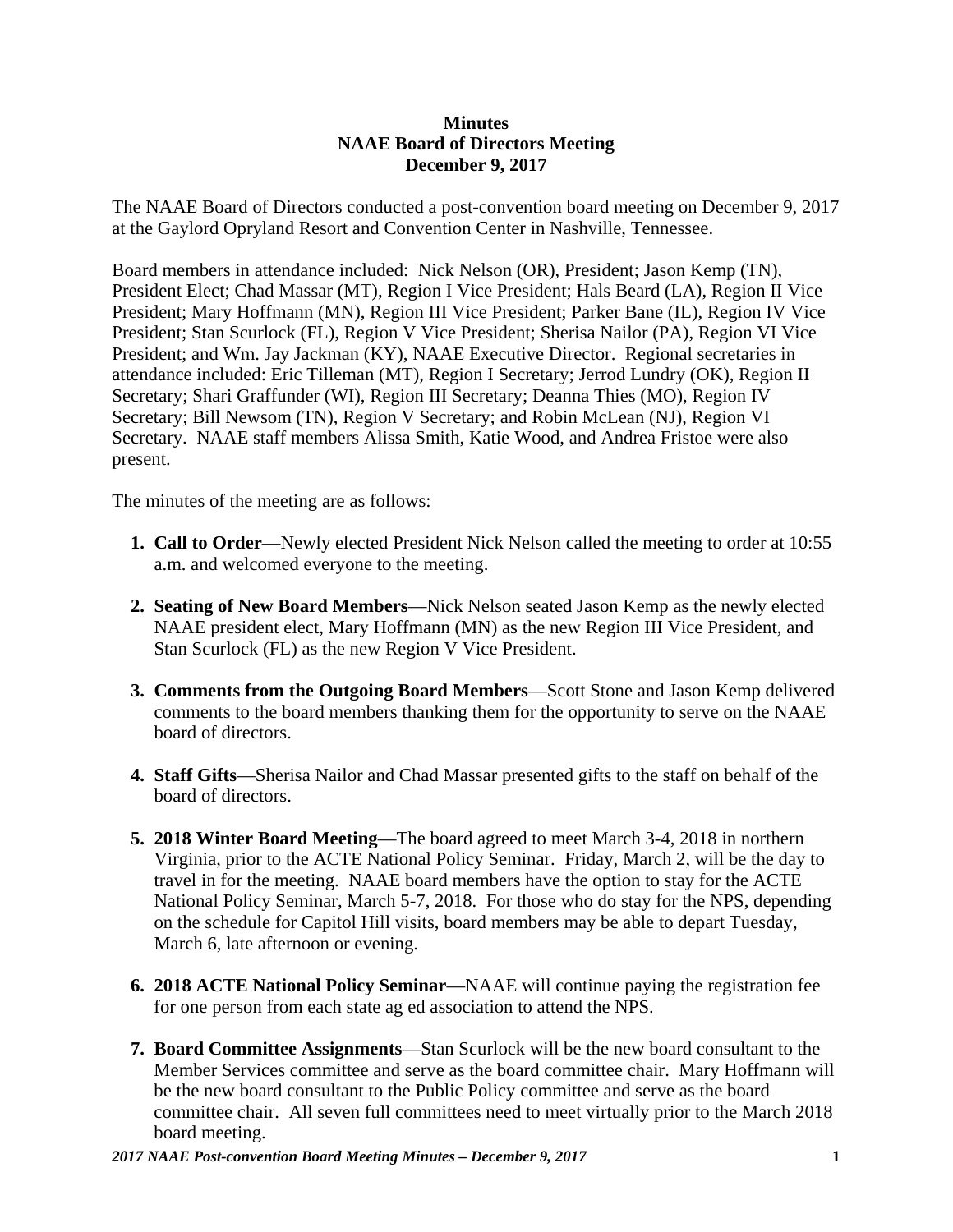**Minutes**
**NAAE Board of Directors Meeting**
**December 9, 2017**

The NAAE Board of Directors conducted a post-convention board meeting on December 9, 2017 at the Gaylord Opryland Resort and Convention Center in Nashville, Tennessee.

Board members in attendance included: Nick Nelson (OR), President; Jason Kemp (TN), President Elect; Chad Massar (MT), Region I Vice President; Hals Beard (LA), Region II Vice President; Mary Hoffmann (MN), Region III Vice President; Parker Bane (IL), Region IV Vice President; Stan Scurlock (FL), Region V Vice President; Sherisa Nailor (PA), Region VI Vice President; and Wm. Jay Jackman (KY), NAAE Executive Director. Regional secretaries in attendance included: Eric Tilleman (MT), Region I Secretary; Jerrod Lundry (OK), Region II Secretary; Shari Graffunder (WI), Region III Secretary; Deanna Thies (MO), Region IV Secretary; Bill Newsom (TN), Region V Secretary; and Robin McLean (NJ), Region VI Secretary. NAAE staff members Alissa Smith, Katie Wood, and Andrea Fristoe were also present.

The minutes of the meeting are as follows:

1. **Call to Order**—Newly elected President Nick Nelson called the meeting to order at 10:55 a.m. and welcomed everyone to the meeting.

2. **Seating of New Board Members**—Nick Nelson seated Jason Kemp as the newly elected NAAE president elect, Mary Hoffmann (MN) as the new Region III Vice President, and Stan Scurlock (FL) as the new Region V Vice President.

3. **Comments from the Outgoing Board Members**—Scott Stone and Jason Kemp delivered comments to the board members thanking them for the opportunity to serve on the NAAE board of directors.

4. **Staff Gifts**—Sherisa Nailor and Chad Massar presented gifts to the staff on behalf of the board of directors.

5. **2018 Winter Board Meeting**—The board agreed to meet March 3-4, 2018 in northern Virginia, prior to the ACTE National Policy Seminar. Friday, March 2, will be the day to travel in for the meeting. NAAE board members have the option to stay for the ACTE National Policy Seminar, March 5-7, 2018. For those who do stay for the NPS, depending on the schedule for Capitol Hill visits, board members may be able to depart Tuesday, March 6, late afternoon or evening.

6. **2018 ACTE National Policy Seminar**—NAAE will continue paying the registration fee for one person from each state ag ed association to attend the NPS.

7. **Board Committee Assignments**—Stan Scurlock will be the new board consultant to the Member Services committee and serve as the board committee chair. Mary Hoffmann will be the new board consultant to the Public Policy committee and serve as the board committee chair. All seven full committees need to meet virtually prior to the March 2018 board meeting.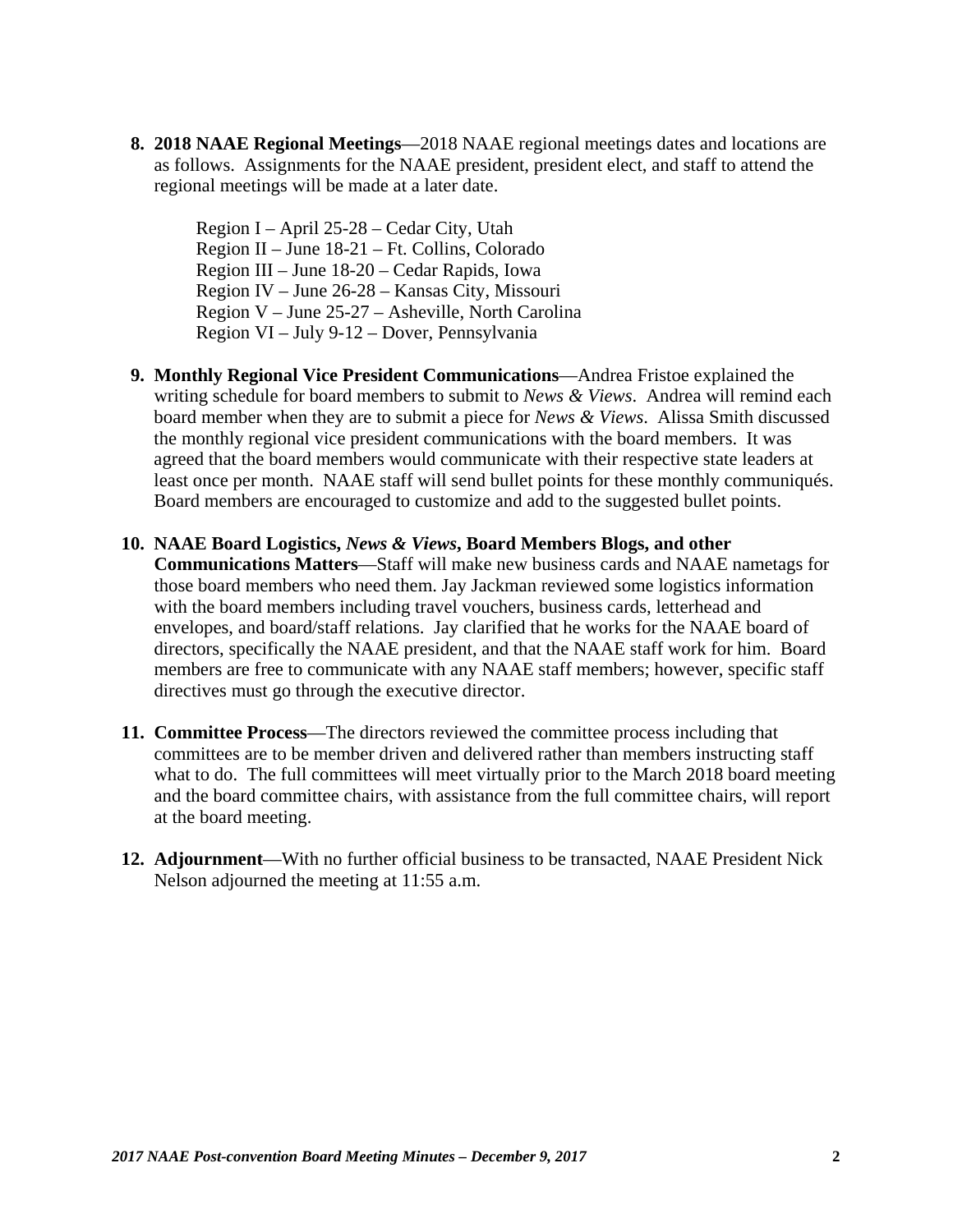8. **2018 NAAE Regional Meetings**—2018 NAAE regional meetings dates and locations are as follows. Assignments for the NAAE president, president elect, and staff to attend the regional meetings will be made at a later date.

   Region I – April 25-28 – Cedar City, Utah
   Region II – June 18-21 – Ft. Collins, Colorado
   Region III – June 18-20 – Cedar Rapids, Iowa
   Region IV – June 26-28 – Kansas City, Missouri
   Region V – June 25-27 – Asheville, North Carolina
   Region VI – July 9-12 – Dover, Pennsylvania

9. **Monthly Regional Vice President Communications**—Andrea Fristoe explained the writing schedule for board members to submit to *News & Views*. Andrea will remind each board member when they are to submit a piece for *News & Views*. Alissa Smith discussed the monthly regional vice president communications with the board members. It was agreed that the board members would communicate with their respective state leaders at least once per month. NAAE staff will send bullet points for these monthly communiqués. Board members are encouraged to customize and add to the suggested bullet points.

10. **NAAE Board Logistics, *News & Views*, Board Members Blogs, and other Communications Matters**—Staff will make new business cards and NAAE nametags for those board members who need them. Jay Jackman reviewed some logistics information with the board members including travel vouchers, business cards, letterhead and envelopes, and board/staff relations. Jay clarified that he works for the NAAE board of directors, specifically the NAAE president, and that the NAAE staff work for him. Board members are free to communicate with any NAAE staff members; however, specific staff directives must go through the executive director.

11. **Committee Process**—The directors reviewed the committee process including that committees are to be member driven and delivered rather than members instructing staff what to do. The full committees will meet virtually prior to the March 2018 board meeting and the board committee chairs, with assistance from the full committee chairs, will report at the board meeting.

12. **Adjournment**—With no further official business to be transacted, NAAE President Nick Nelson adjourned the meeting at 11:55 a.m.